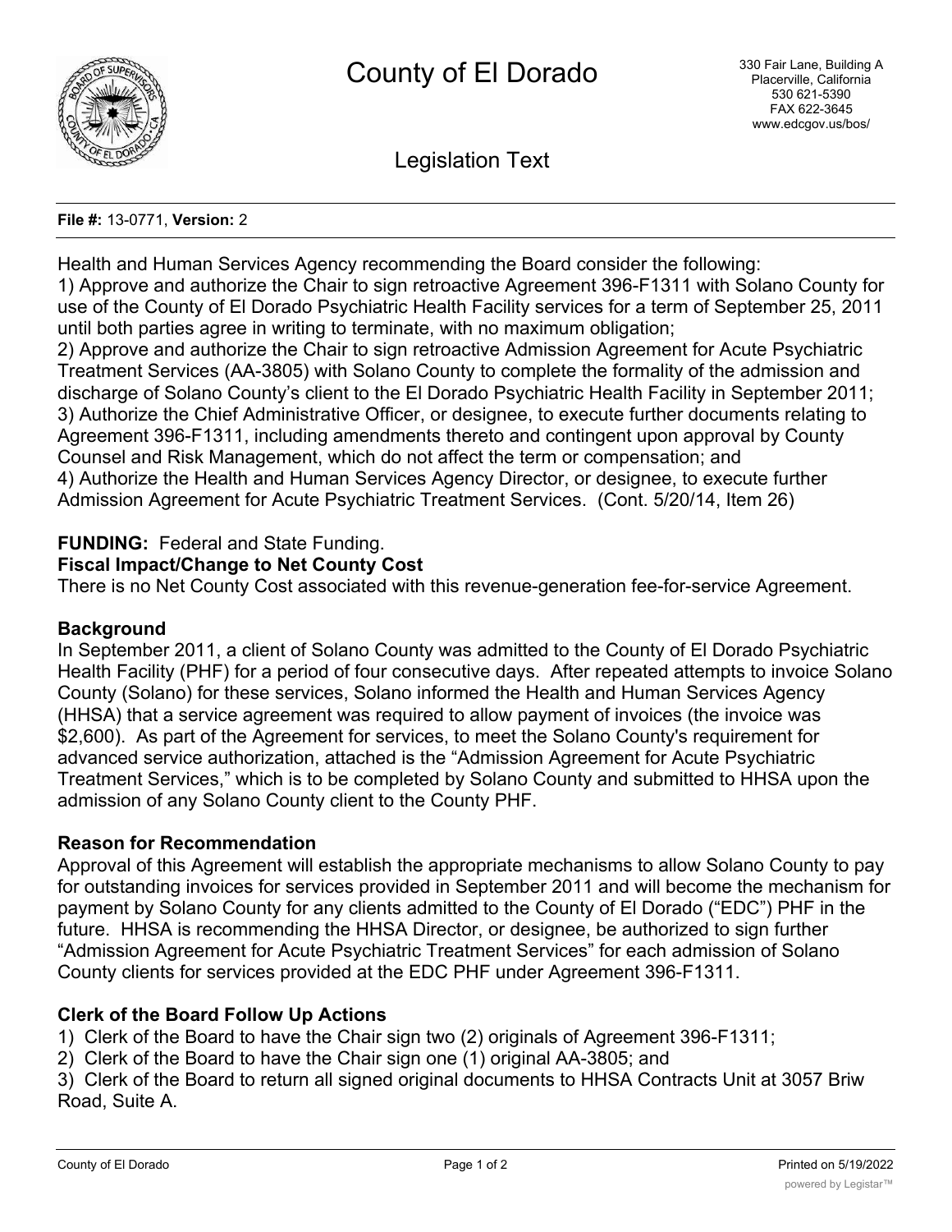# County of El Dorado

330 Fair Lane, Building A
Placerville, California
530 621-5390
FAX 622-3645
www.edcgov.us/bos/

## Legislation Text

**File #:** 13-0771, **Version:** 2

Health and Human Services Agency recommending the Board consider the following:
1) Approve and authorize the Chair to sign retroactive Agreement 396-F1311 with Solano County for use of the County of El Dorado Psychiatric Health Facility services for a term of September 25, 2011 until both parties agree in writing to terminate, with no maximum obligation;
2) Approve and authorize the Chair to sign retroactive Admission Agreement for Acute Psychiatric Treatment Services (AA-3805) with Solano County to complete the formality of the admission and discharge of Solano County's client to the El Dorado Psychiatric Health Facility in September 2011;
3) Authorize the Chief Administrative Officer, or designee, to execute further documents relating to Agreement 396-F1311, including amendments thereto and contingent upon approval by County Counsel and Risk Management, which do not affect the term or compensation; and
4) Authorize the Health and Human Services Agency Director, or designee, to execute further Admission Agreement for Acute Psychiatric Treatment Services. (Cont. 5/20/14, Item 26)

**FUNDING:** Federal and State Funding.

**Fiscal Impact/Change to Net County Cost**

There is no Net County Cost associated with this revenue-generation fee-for-service Agreement.

**Background**

In September 2011, a client of Solano County was admitted to the County of El Dorado Psychiatric Health Facility (PHF) for a period of four consecutive days. After repeated attempts to invoice Solano County (Solano) for these services, Solano informed the Health and Human Services Agency (HHSA) that a service agreement was required to allow payment of invoices (the invoice was $2,600). As part of the Agreement for services, to meet the Solano County's requirement for advanced service authorization, attached is the "Admission Agreement for Acute Psychiatric Treatment Services," which is to be completed by Solano County and submitted to HHSA upon the admission of any Solano County client to the County PHF.

**Reason for Recommendation**

Approval of this Agreement will establish the appropriate mechanisms to allow Solano County to pay for outstanding invoices for services provided in September 2011 and will become the mechanism for payment by Solano County for any clients admitted to the County of El Dorado ("EDC") PHF in the future. HHSA is recommending the HHSA Director, or designee, be authorized to sign further "Admission Agreement for Acute Psychiatric Treatment Services" for each admission of Solano County clients for services provided at the EDC PHF under Agreement 396-F1311.

**Clerk of the Board Follow Up Actions**

1) Clerk of the Board to have the Chair sign two (2) originals of Agreement 396-F1311;
2) Clerk of the Board to have the Chair sign one (1) original AA-3805; and
3) Clerk of the Board to return all signed original documents to HHSA Contracts Unit at 3057 Briw Road, Suite A.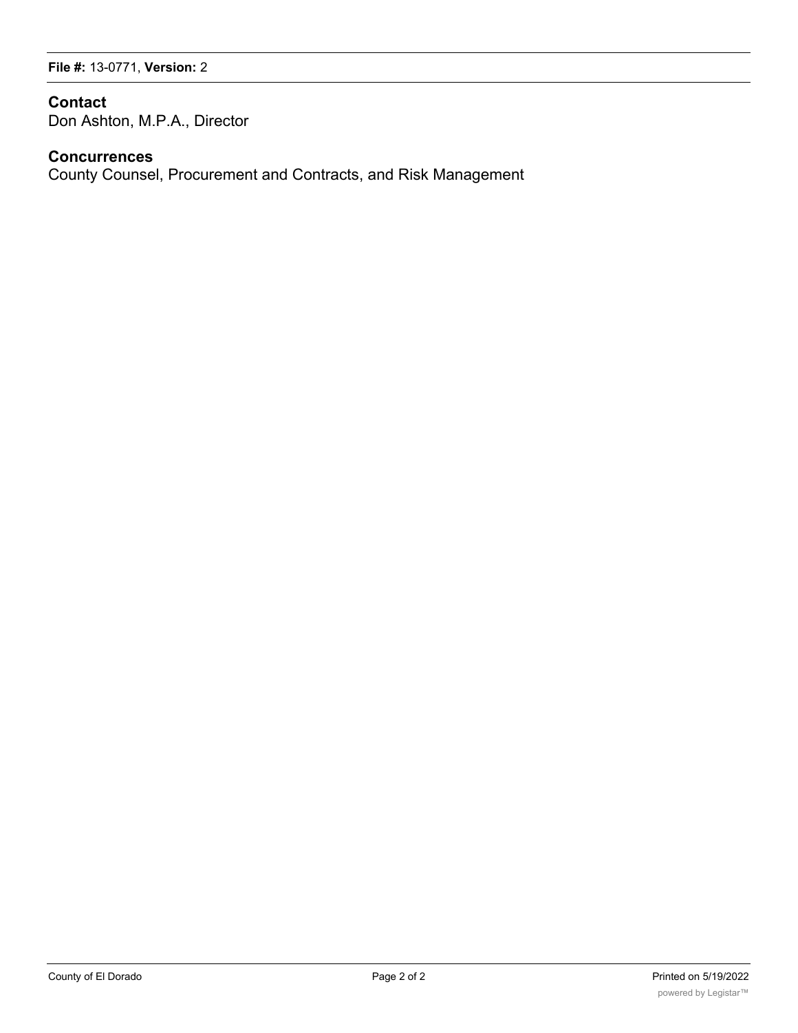## Contact

Don Ashton, M.P.A., Director

## Concurrences

County Counsel, Procurement and Contracts, and Risk Management